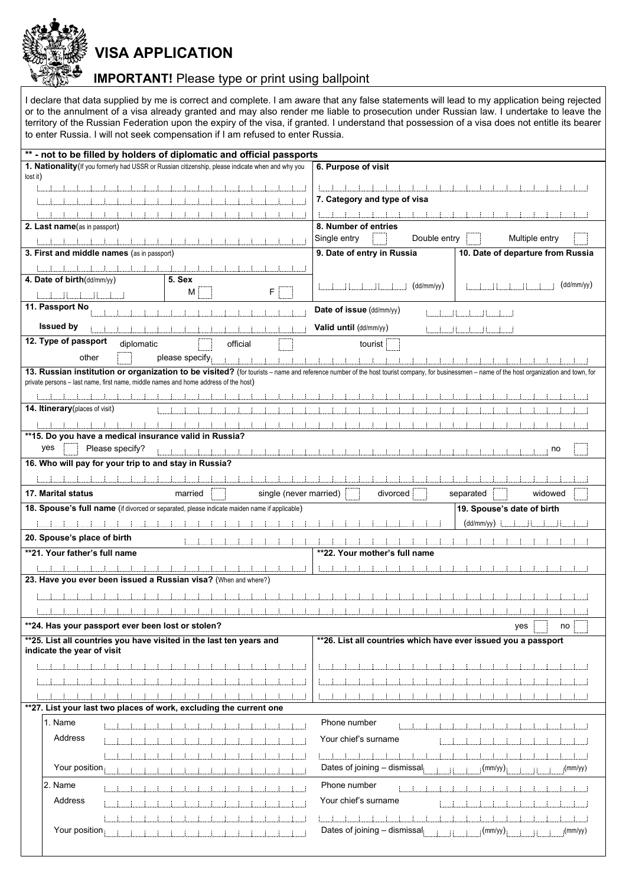# VISA APPLICATION

**IMPORTANT!** Please type or print using ballpoint

I declare that data supplied by me is correct and complete. I am aware that any false statements will lead to my application being rejected or to the annulment of a visa already granted and may also render me liable to prosecution under Russian law. I undertake to leave the territory of the Russian Federation upon the expiry of the visa, if granted. I understand that possession of a visa does not entitle its bearer to enter Russia. I will not seek compensation if I am refused to enter Russia.

**\*\* - not to be filled by holders of diplomatic and official passports**

**1. Nationality** (If you formerly had USSR or Russian citizenship, please indicate when and why you lost it)

**6. Purpose of visit**

**7. Category and type of visa**

**2. Last name** (as in passport)

**8. Number of entries**

Single entry ☐ Double entry ☐ Multiple entry ☐

**3. First and middle names** (as in passport)

**9. Date of entry in Russia** (dd/mm/yy)

**10. Date of departure from Russia** (dd/mm/yy)

**4. Date of birth** (dd/mm/yy)

**5. Sex** M ☐ F ☐

**11. Passport No**

**Issued by**

**Date of issue** (dd/mm/yy)

**Valid until** (dd/mm/yy)

**12. Type of passport** diplomatic ☐ official ☐ tourist ☐

other ☐ please specify

**13. Russian institution or organization to be visited?** (for tourists – name and reference number of the host tourist company, for businessmen – name of the host organization and town, for private persons – last name, first name, middle names and home address of the host)

**14. Itinerary** (places of visit)

**\*\*15. Do you have a medical insurance valid in Russia?**

yes ☐ Please specify? no ☐

**16. Who will pay for your trip to and stay in Russia?**

**17. Marital status** married ☐ single (never married) ☐ divorced ☐ separated ☐ widowed ☐

**18. Spouse's full name** (if divorced or separated, please indicate maiden name if applicable)

**19. Spouse's date of birth** (dd/mm/yy)

**20. Spouse's place of birth**

**\*\*21. Your father's full name**

**\*\*22. Your mother's full name**

**23. Have you ever been issued a Russian visa?** (When and where?)

**\*\*24. Has your passport ever been lost or stolen?** yes ☐ no ☐

**\*\*25. List all countries you have visited in the last ten years and indicate the year of visit**

**\*\*26. List all countries which have ever issued you a passport**

**\*\*27. List your last two places of work, excluding the current one**

1. Name

Address

Your position

Phone number

Your chief's surname

Dates of joining – dismissal (mm/yy) (mm/yy)

2. Name

Address

Your position

Phone number

Your chief's surname

Dates of joining – dismissal (mm/yy) (mm/yy)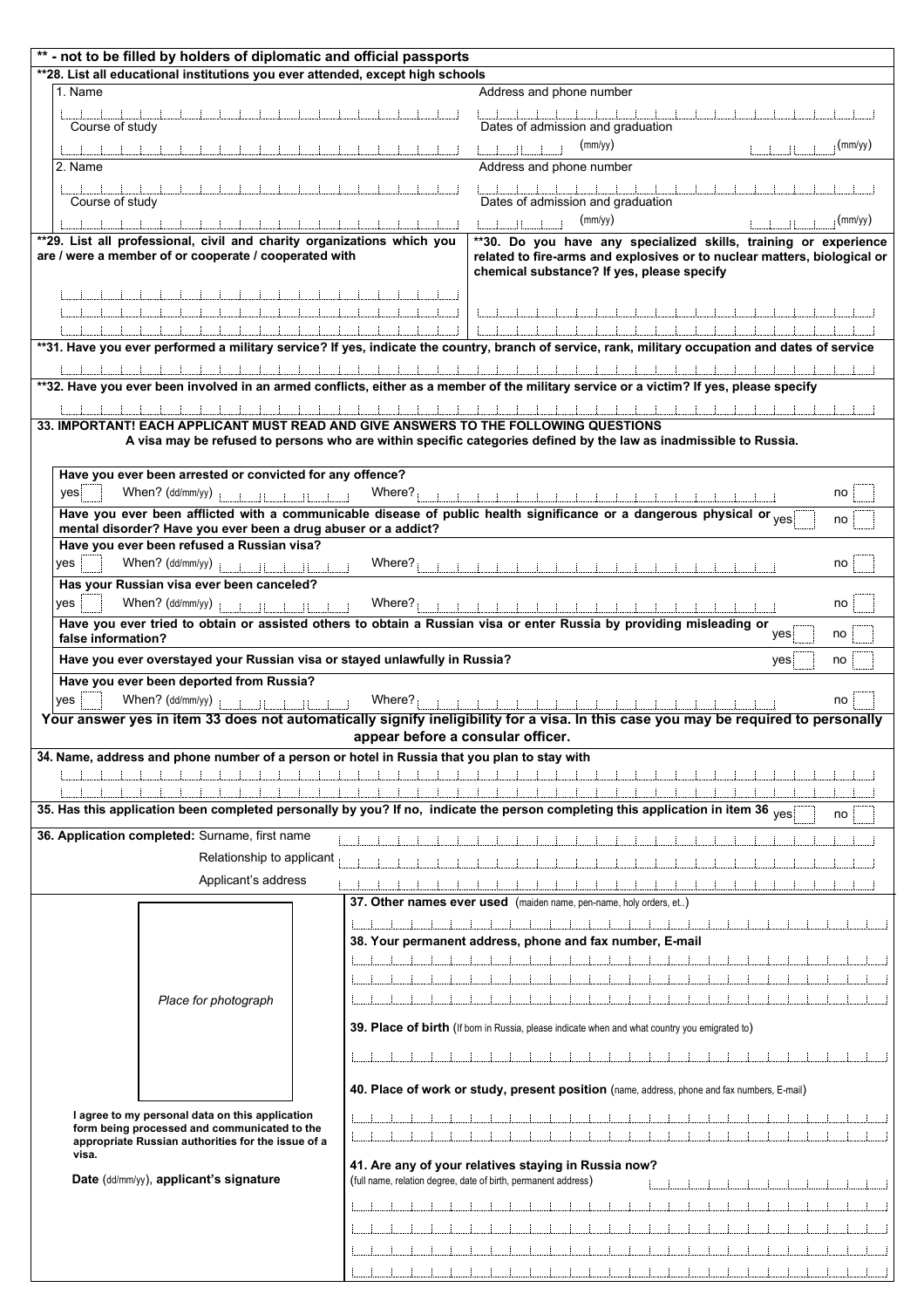**\*\* - not to be filled by holders of diplomatic and official passports**

**\*\*28. List all educational institutions you ever attended, except high schools**

| | |
|---|---|
| 1. Name | Address and phone number |
| Course of study | Dates of admission and graduation (mm/yy) (mm/yy) |
| 2. Name | Address and phone number |
| Course of study | Dates of admission and graduation (mm/yy) (mm/yy) |

**\*\*29. List all professional, civil and charity organizations which you are / were a member of or cooperate / cooperated with**

**\*\*30. Do you have any specialized skills, training or experience related to fire-arms and explosives or to nuclear matters, biological or chemical substance? If yes, please specify**

**\*\*31. Have you ever performed a military service? If yes, indicate the country, branch of service, rank, military occupation and dates of service**

**\*\*32. Have you ever been involved in an armed conflicts, either as a member of the military service or a victim? If yes, please specify**

**33. IMPORTANT! EACH APPLICANT MUST READ AND GIVE ANSWERS TO THE FOLLOWING QUESTIONS**

**A visa may be refused to persons who are within specific categories defined by the law as inadmissible to Russia.**

**Have you ever been arrested or convicted for any offence?**
yes When? (dd/mm/yy) Where? no

**Have you ever been afflicted with a communicable disease of public health significance or a dangerous physical or mental disorder? Have you ever been a drug abuser or a addict?** yes no

**Have you ever been refused a Russian visa?**
yes When? (dd/mm/yy) Where? no

**Has your Russian visa ever been canceled?**
yes When? (dd/mm/yy) Where? no

**Have you ever tried to obtain or assisted others to obtain a Russian visa or enter Russia by providing misleading or false information?** yes no

**Have you ever overstayed your Russian visa or stayed unlawfully in Russia?** yes no

**Have you ever been deported from Russia?**
yes When? (dd/mm/yy) Where? no

**Your answer yes in item 33 does not automatically signify ineligibility for a visa. In this case you may be required to personally appear before a consular officer.**

**34. Name, address and phone number of a person or hotel in Russia that you plan to stay with**

**35. Has this application been completed personally by you? If no, indicate the person completing this application in item 36** yes no

**36. Application completed:** Surname, first name

Relationship to applicant

Applicant's address

*Place for photograph*

**I agree to my personal data on this application form being processed and communicated to the appropriate Russian authorities for the issue of a visa.**

**Date** (dd/mm/yy), **applicant's signature**

**37. Other names ever used** (maiden name, pen-name, holy orders, et..)

**38. Your permanent address, phone and fax number, E-mail**

**39. Place of birth** (If born in Russia, please indicate when and what country you emigrated to)

**40. Place of work or study, present position** (name, address, phone and fax numbers, E-mail)

**41. Are any of your relatives staying in Russia now?**
(full name, relation degree, date of birth, permanent address)